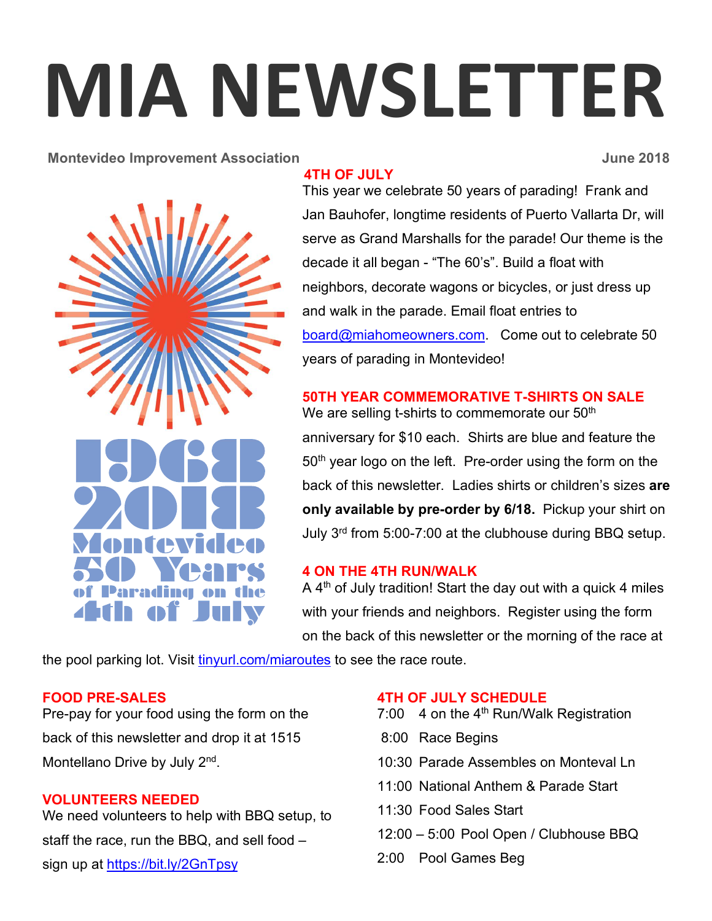# MIA NEWSLETTER

**Montevideo Improvement Association** **June 2018**

## 4TH OF JULY

This year we celebrate 50 years of parading! Frank and Jan Bauhofer, longtime residents of Puerto Vallarta Dr, will serve as Grand Marshalls for the parade! Our theme is the decade it all began - "The 60's". Build a float with neighbors, decorate wagons or bicycles, or just dress up and walk in the parade. Email float entries to board@miahomeowners.com. Come out to celebrate 50 years of parading in Montevideo!

## 50TH YEAR COMMEMORATIVE T-SHIRTS ON SALE

We are selling t-shirts to commemorate our 50th anniversary for $10 each. Shirts are blue and feature the 50th year logo on the left. Pre-order using the form on the back of this newsletter. Ladies shirts or children's sizes **are only available by pre-order by 6/18.** Pickup your shirt on July 3rd from 5:00-7:00 at the clubhouse during BBQ setup.

## 4 ON THE 4TH RUN/WALK

A 4th of July tradition! Start the day out with a quick 4 miles with your friends and neighbors. Register using the form on the back of this newsletter or the morning of the race at the pool parking lot. Visit tinyurl.com/miaroutes to see the race route.

## FOOD PRE-SALES

Pre-pay for your food using the form on the back of this newsletter and drop it at 1515 Montellano Drive by July 2nd.

## VOLUNTEERS NEEDED

We need volunteers to help with BBQ setup, to staff the race, run the BBQ, and sell food – sign up at https://bit.ly/2GnTpsy

## 4TH OF JULY SCHEDULE

- 7:00 4 on the 4th Run/Walk Registration
- 8:00 Race Begins
- 10:30 Parade Assembles on Monteval Ln
- 11:00 National Anthem & Parade Start
- 11:30 Food Sales Start
- 12:00 – 5:00 Pool Open / Clubhouse BBQ
- 2:00 Pool Games Beg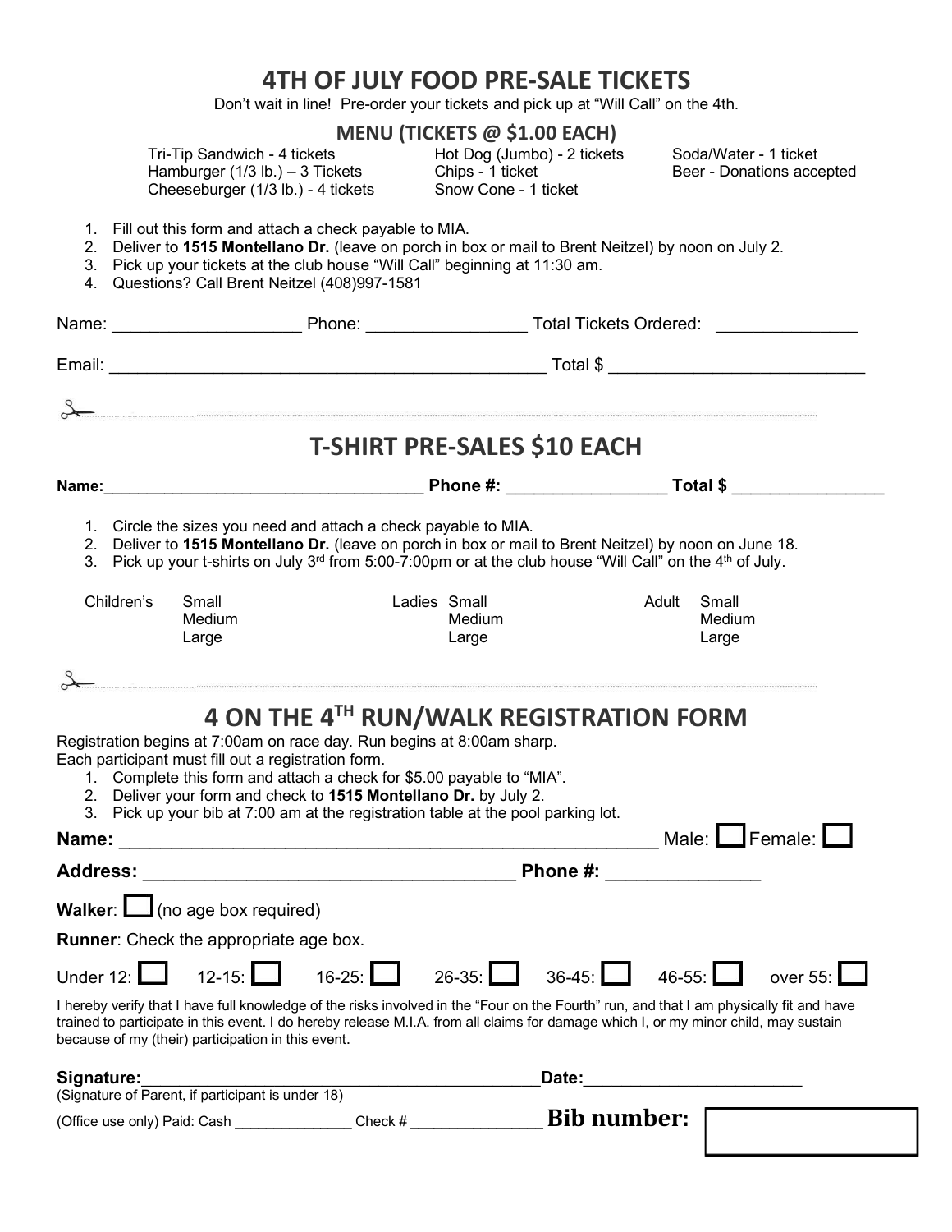# 4TH OF JULY FOOD PRE-SALE TICKETS

Don't wait in line! Pre-order your tickets and pick up at "Will Call" on the 4th.

## MENU (TICKETS @ $1.00 EACH)

| | | |
|---|---|---|
| Tri-Tip Sandwich - 4 tickets | Hot Dog (Jumbo) - 2 tickets | Soda/Water - 1 ticket |
| Hamburger (1/3 lb.) – 3 Tickets | Chips - 1 ticket | Beer - Donations accepted |
| Cheeseburger (1/3 lb.) - 4 tickets | Snow Cone - 1 ticket | |

1. Fill out this form and attach a check payable to MIA.
2. Deliver to **1515 Montellano Dr.** (leave on porch in box or mail to Brent Neitzel) by noon on July 2.
3. Pick up your tickets at the club house "Will Call" beginning at 11:30 am.
4. Questions? Call Brent Neitzel (408)997-1581

Name: ____________________ Phone: _________________ Total Tickets Ordered: _______________

Email: _______________________________________________ Total $ ___________________________

---

# T-SHIRT PRE-SALES $10 EACH

**Name:**___________________________________ **Phone #:** _________________ **Total $** ________________

1. Circle the sizes you need and attach a check payable to MIA.
2. Deliver to **1515 Montellano Dr.** (leave on porch in box or mail to Brent Neitzel) by noon on June 18.
3. Pick up your t-shirts on July 3rd from 5:00-7:00pm or at the club house "Will Call" on the 4th of July.

| | | | | | |
|---|---|---|---|---|---|
| Children's | Small | Ladies | Small | Adult | Small |
| | Medium | | Medium | | Medium |
| | Large | | Large | | Large |

---

# 4 ON THE 4TH RUN/WALK REGISTRATION FORM

Registration begins at 7:00am on race day. Run begins at 8:00am sharp.
Each participant must fill out a registration form.

1. Complete this form and attach a check for $5.00 payable to "MIA".
2. Deliver your form and check to **1515 Montellano Dr.** by July 2.
3. Pick up your bib at 7:00 am at the registration table at the pool parking lot.

**Name:** _______________________________________________________ Male: ☐ Female: ☐

**Address:** ______________________________________ **Phone #:** _______________

**Walker**: ☐ (no age box required)

**Runner**: Check the appropriate age box.

Under 12: ☐ 12-15: ☐ 16-25: ☐ 26-35: ☐ 36-45: ☐ 46-55: ☐ over 55: ☐

I hereby verify that I have full knowledge of the risks involved in the "Four on the Fourth" run, and that I am physically fit and have trained to participate in this event. I do hereby release M.I.A. from all claims for damage which I, or my minor child, may sustain because of my (their) participation in this event.

**Signature:**__________________________________________**Date:**_______________________
(Signature of Parent, if participant is under 18)

(Office use only) Paid: Cash ______________ Check # _______________ **Bib number:** ☐